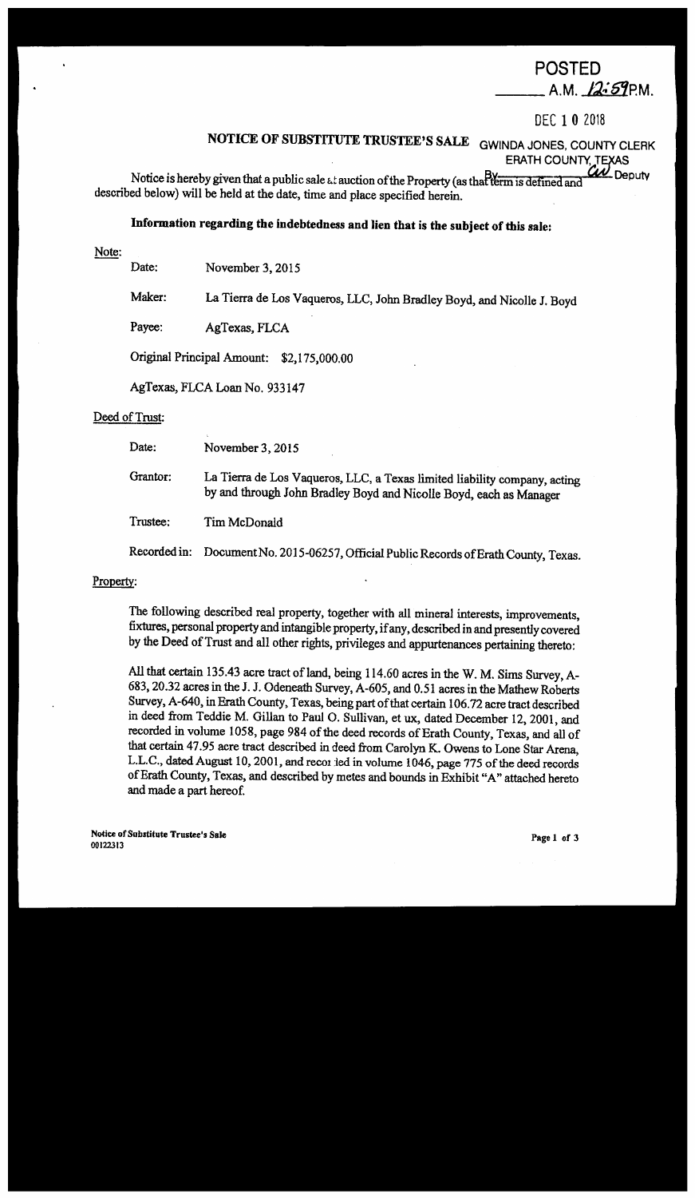POSTED
_____ A.M. 12:59 P.M.

DEC 10 2018

GWINDA JONES, COUNTY CLERK
ERATH COUNTY, TEXAS
By _____ CW Deputy

# NOTICE OF SUBSTITUTE TRUSTEE'S SALE

Notice is hereby given that a public sale at auction of the Property (as that term is defined and described below) will be held at the date, time and place specified herein.

## Information regarding the indebtedness and lien that is the subject of this sale:

Note:

Date: November 3, 2015

Maker: La Tierra de Los Vaqueros, LLC, John Bradley Boyd, and Nicolle J. Boyd

Payee: AgTexas, FLCA

Original Principal Amount: $2,175,000.00

AgTexas, FLCA Loan No. 933147

Deed of Trust:

Date: November 3, 2015

Grantor: La Tierra de Los Vaqueros, LLC, a Texas limited liability company, acting by and through John Bradley Boyd and Nicolle Boyd, each as Manager

Trustee: Tim McDonald

Recorded in: Document No. 2015-06257, Official Public Records of Erath County, Texas.

Property:

The following described real property, together with all mineral interests, improvements, fixtures, personal property and intangible property, if any, described in and presently covered by the Deed of Trust and all other rights, privileges and appurtenances pertaining thereto:

All that certain 135.43 acre tract of land, being 114.60 acres in the W. M. Sims Survey, A-683, 20.32 acres in the J. J. Odeneath Survey, A-605, and 0.51 acres in the Mathew Roberts Survey, A-640, in Erath County, Texas, being part of that certain 106.72 acre tract described in deed from Teddie M. Gillan to Paul O. Sullivan, et ux, dated December 12, 2001, and recorded in volume 1058, page 984 of the deed records of Erath County, Texas, and all of that certain 47.95 acre tract described in deed from Carolyn K. Owens to Lone Star Arena, L.L.C., dated August 10, 2001, and recorded in volume 1046, page 775 of the deed records of Erath County, Texas, and described by metes and bounds in Exhibit "A" attached hereto and made a part hereof.

Notice of Substitute Trustee's Sale
00122313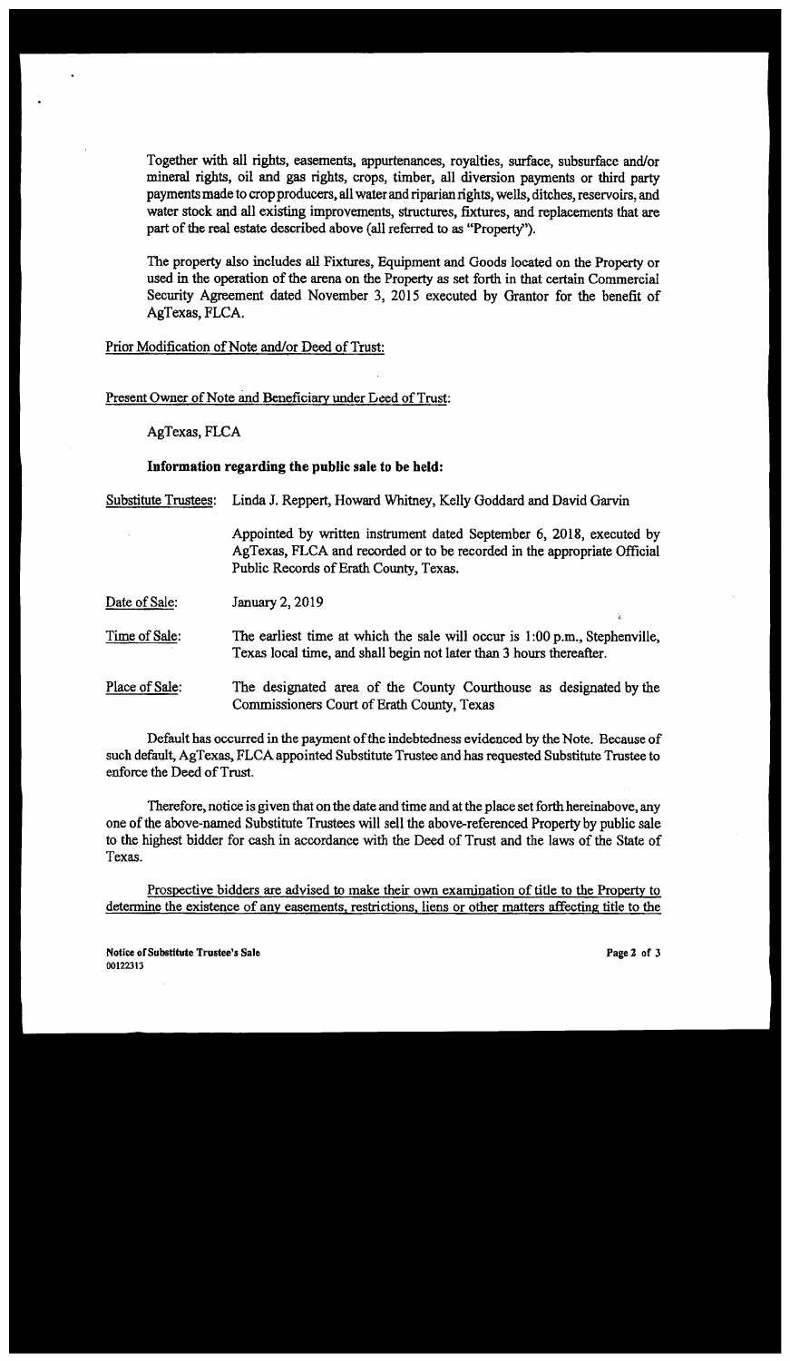Together with all rights, easements, appurtenances, royalties, surface, subsurface and/or mineral rights, oil and gas rights, crops, timber, all diversion payments or third party payments made to crop producers, all water and riparian rights, wells, ditches, reservoirs, and water stock and all existing improvements, structures, fixtures, and replacements that are part of the real estate described above (all referred to as "Property").

The property also includes all Fixtures, Equipment and Goods located on the Property or used in the operation of the arena on the Property as set forth in that certain Commercial Security Agreement dated November 3, 2015 executed by Grantor for the benefit of AgTexas, FLCA.

Prior Modification of Note and/or Deed of Trust:

Present Owner of Note and Beneficiary under Deed of Trust:

AgTexas, FLCA

**Information regarding the public sale to be held:**

Substitute Trustees: Linda J. Reppert, Howard Whitney, Kelly Goddard and David Garvin

Appointed by written instrument dated September 6, 2018, executed by AgTexas, FLCA and recorded or to be recorded in the appropriate Official Public Records of Erath County, Texas.

Date of Sale: January 2, 2019

Time of Sale: The earliest time at which the sale will occur is 1:00 p.m., Stephenville, Texas local time, and shall begin not later than 3 hours thereafter.

Place of Sale: The designated area of the County Courthouse as designated by the Commissioners Court of Erath County, Texas

Default has occurred in the payment of the indebtedness evidenced by the Note. Because of such default, AgTexas, FLCA appointed Substitute Trustee and has requested Substitute Trustee to enforce the Deed of Trust.

Therefore, notice is given that on the date and time and at the place set forth hereinabove, any one of the above-named Substitute Trustees will sell the above-referenced Property by public sale to the highest bidder for cash in accordance with the Deed of Trust and the laws of the State of Texas.

Prospective bidders are advised to make their own examination of title to the Property to determine the existence of any easements, restrictions, liens or other matters affecting title to the

Notice of Substitute Trustee's Sale
00122313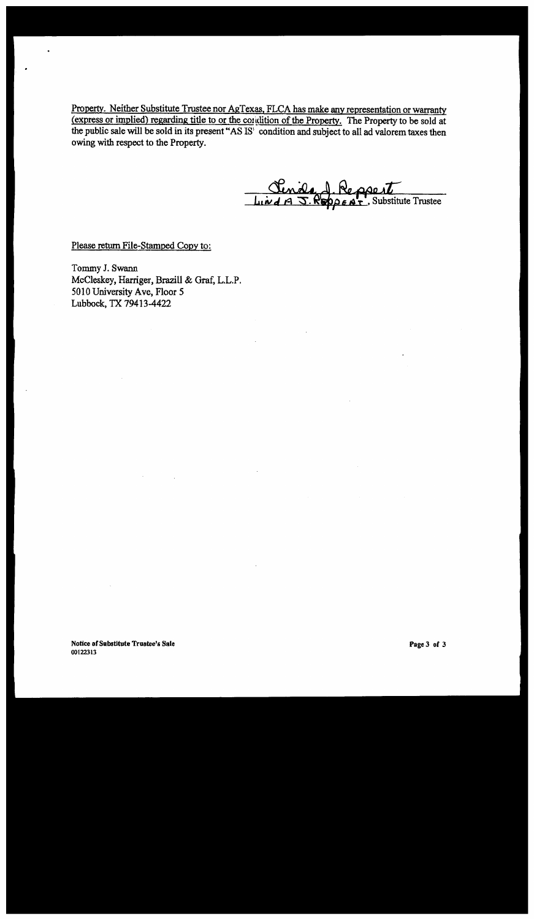Property. Neither Substitute Trustee nor AgTexas, FLCA has make any representation or warranty (express or implied) regarding title to or the condition of the Property. The Property to be sold at the public sale will be sold in its present "AS IS" condition and subject to all ad valorem taxes then owing with respect to the Property.

Linda J. Reppert

LINDA J. REPPERT, Substitute Trustee

Please return File-Stamped Copy to:

Tommy J. Swann
McCleskey, Harriger, Brazill & Graf, L.L.P.
5010 University Ave, Floor 5
Lubbock, TX 79413-4422

**Notice of Substitute Trustee's Sale**
**00122313**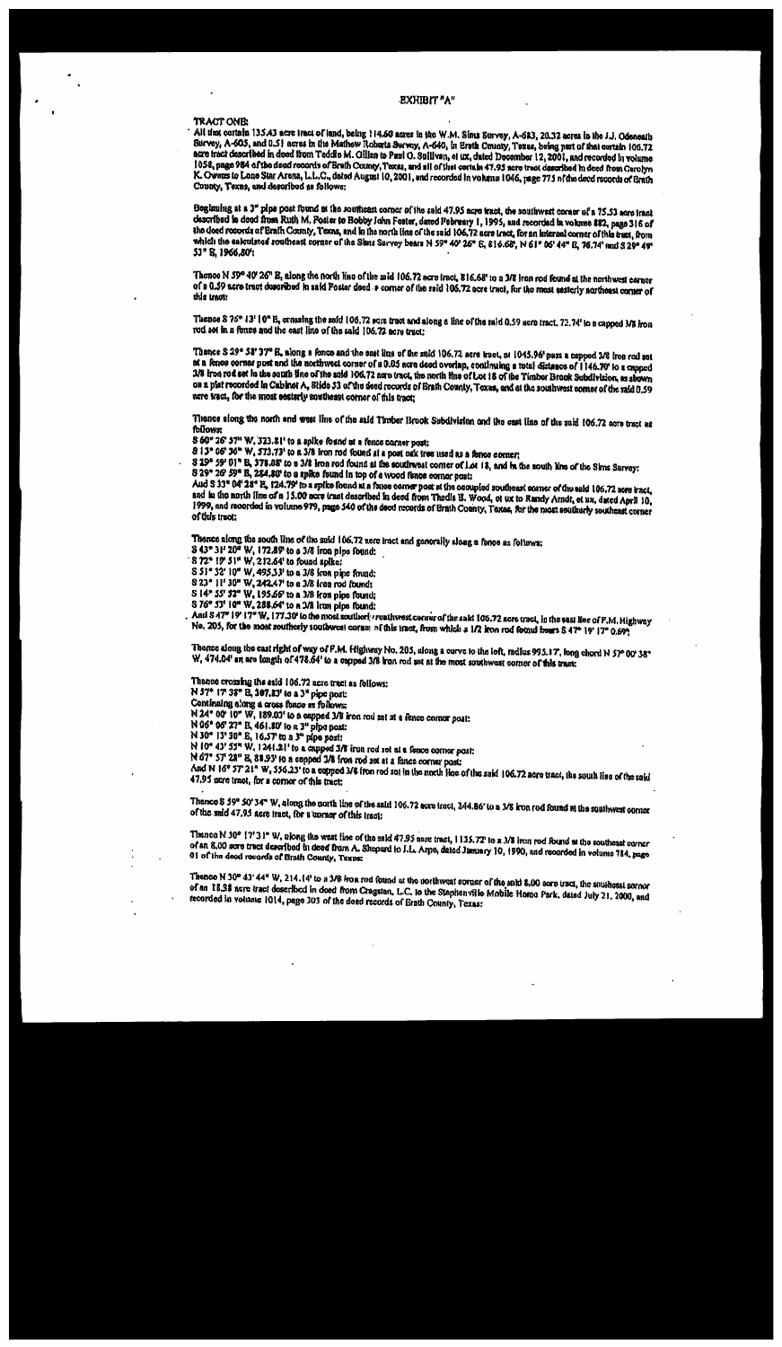# EXHIBIT "A"

**TRACT ONE:**

All that certain 135.43 acre tract of land, being 114.60 acres in the W.M. Sims Survey, A-683, 20.32 acres in the J.J. Odeneath Survey, A-605, and 0.51 acres in the Mathew Roberts Survey, A-640, in Erath County, Texas, being part of that certain 106.72 acre tract described in deed from Teddie M. Gillen to Paul O. Sullivan, et ux, dated December 12, 2001, and recorded in volume 1058, page 984 of the deed records of Erath County, Texas, and all of that certain 47.95 acre tract described in deed from Carolyn K. Owens to Lone Star Arena, L.L.C., dated August 10, 2001, and recorded in volume 1046, page 775 of the deed records of Erath County, Texas, and described as follows:

Beginning at a 3" pipe post found at the southeast corner of the said 47.95 acre tract, the southwest corner of a 75.53 acre tract described in deed from Ruth M. Foster to Bobby John Foster, dated February 1, 1995, and recorded in volume 882, page 316 of the deed records of Erath County, Texas, and in the north line of the said 106.72 acre tract, for an interval corner of this tract, from which the calculated southeast corner of the Sims Survey bears N 59° 40' 26" E, 816.68', N 61° 06' 44" E, 76.74' and S 29° 49' 53" E, 1966.80';

Thence N 59° 40' 26" E, along the north line of the said 106.72 acre tract, 816.68' to a 3/8 iron rod found at the northwest corner of a 0.59 acre tract described in said Foster deed, a corner of the said 106.72 acre tract, for the most easterly northeast corner of this tract;

Thence S 76° 13' 10" E, crossing the said 106.72 acre tract and along a line of the said 0.59 acre tract, 72.74' to a capped 3/8 iron rod set in a fence and the east line of the said 106.72 acre tract;

Thence S 29° 58' 37" E, along a fence and the east line of the said 106.72 acre tract, at 1045.96' pass a capped 3/8 iron rod set at a fence corner post and the northwest corner of a 0.05 acre deed overlap, continuing a total distance of 1146.70' to a capped 3/8 iron rod set in the south line of the said 106.72 acre tract, the north line of Lot 18 of the Timber Brook Subdivision, as shown on a plat recorded in Cabinet A, Slide 53 of the deed records of Erath County, Texas, and at the southwest corner of the said 0.59 acre tract, for the most easterly southeast corner of this tract;

Thence along the north and west line of the said Timber Brook Subdivision and the east line of the said 106.72 acre tract as follows:

S 60° 26' 37" W, 323.81' to a spike found at a fence corner post;
S 13° 06' 36" W, 573.73' to a 3/8 iron rod found at a post oak tree used as a fence corner;
S 29° 59' 01" E, 378.08' to a 3/8 iron rod found at the southwest corner of Lot 18, and in the south line of the Sims Survey;
S 29° 26' 59" E, 284.80' to a spike found in top of a wood fence corner post;
And S 33° 04' 28" E, 124.79' to a spike found at a fence corner post at the occupied southeast corner of the said 106.72 acre tract, and in the north line of a 15.00 acre tract described in deed from Thedis B. Wood, et ux to Randy Arndt, et ux, dated April 10, 1999, and recorded in volume 979, page 540 of the deed records of Erath County, Texas, for the most southerly southeast corner of this tract;

Thence along the south line of the said 106.72 acre tract and generally along a fence as follows:

S 43° 31' 20" W, 172.89' to a 3/8 iron pipe found;
S 72° 19' 51" W, 212.64' to found spike;
S 51° 32' 10" W, 495.33' to a 3/8 iron pipe found;
S 23° 11' 30" W, 242.47' to a 3/8 iron rod found;
S 14° 55' 32" W, 195.66' to a 3/8 iron pipe found;
S 76° 53' 10" W, 288.64' to a 3/8 iron pipe found;
And S 47° 19' 17" W, 177.30' to the most southerly southwest corner of the said 106.72 acre tract, in the east line of F.M. Highway No. 205, for the most southerly southwest corner of this tract, from which a 1/2 iron rod found bears S 47° 19' 17" 0.69';

Thence along the east right of way of F.M. Highway No. 205, along a curve to the left, radius 995.17', long chord N 57° 00' 38" W, 474.04' an arc length of 478.64' to a capped 3/8 iron rod set at the most southwest corner of this tract;

Thence crossing the said 106.72 acre tract as follows:

N 37° 17' 38" E, 307.83' to a 3" pipe post;
Continuing along a cross fence as follows:
N 24° 09' 10" W, 189.03' to a capped 3/8 iron rod set at a fence corner post;
N 06° 06' 27" E, 461.80' to a 3" pipe post;
N 30° 13' 30" E, 16.57' to a 3" pipe post;
N 10° 43' 55" W, 1241.21' to a capped 3/8 iron rod set at a fence corner post;
N 67° 57' 28" E, 81.93' to a capped 3/8 iron rod set at a fence corner post;
And N 16° 57' 21" W, 556.23' to a capped 3/8 iron rod set in the north line of the said 106.72 acre tract, the south line of the said 47.95 acre tract, for a corner of this tract;

Thence S 59° 50' 34" W, along the north line of the said 106.72 acre tract, 344.86' to a 3/8 iron rod found at the southwest corner of the said 47.95 acre tract, for a corner of this tract;

Thence N 30° 17' 31" W, along the west line of the said 47.95 acre tract, 1135.72' to a 3/8 iron rod found at the southeast corner of an 8.00 acre tract described in deed from A. Shepard to J.L. Arpo, dated January 10, 1990, and recorded in volume 784, page 01 of the deed records of Erath County, Texas;

Thence N 30° 43' 44" W, 214.14' to a 3/8 iron rod found at the northwest corner of the said 8.00 acre tract, the southeast corner of an 18.38 acre tract described in deed from Cragston, L.C. to the Stephenville Mobile Home Park, dated July 21, 2000, and recorded in volume 1014, page 303 of the deed records of Erath County, Texas;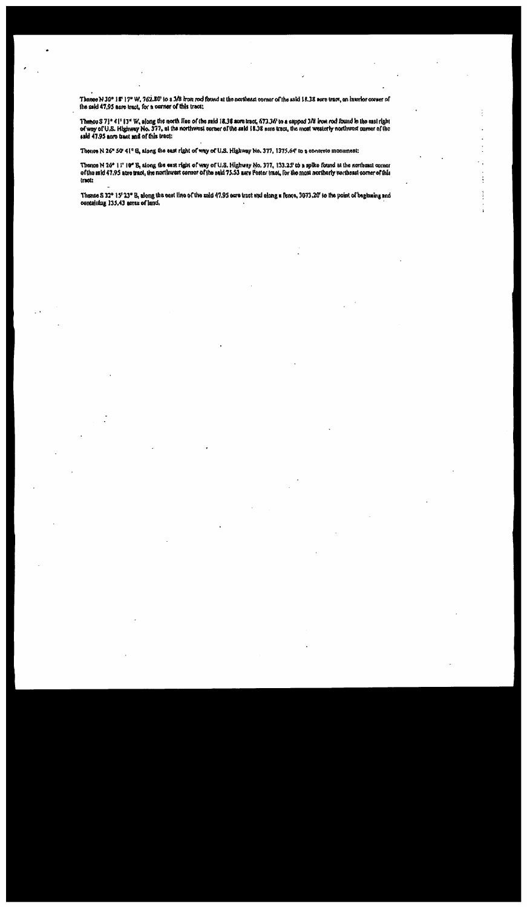Thence N 30° 18' 17" W, 762.80' to a 3/8 iron rod found at the northeast corner of the said 18.38 acre tract, an interior corner of the said 47.95 acre tract, for a corner of this tract;

Thence S 71° 41' 13" W, along the north line of the said 18.38 acre tract, 673.36' to a capped 3/8 iron rod found in the east right of way of U.S. Highway No. 377, at the northwest corner of the said 18.38 acre tract, the most westerly northwest corner of the said 47.95 acre tract and of this tract;

Thence N 26° 50' 41" E, along the east right of way of U.S. Highway No. 377, 1375.64' to a concrete monument;

Thence N 26° 11' 10" E, along the east right of way of U.S. Highway No. 377, 133.25' to a spike found at the northeast corner of the said 47.95 acre tract, the northwest corner of the said 75.53 acre Foster tract, for the most northerly northeast corner of this tract;

Thence S 32° 15' 23" E, along the east line of the said 47.95 acre tract and along a fence, 3073.20' to the point of beginning and containing 135.43 acres of land.